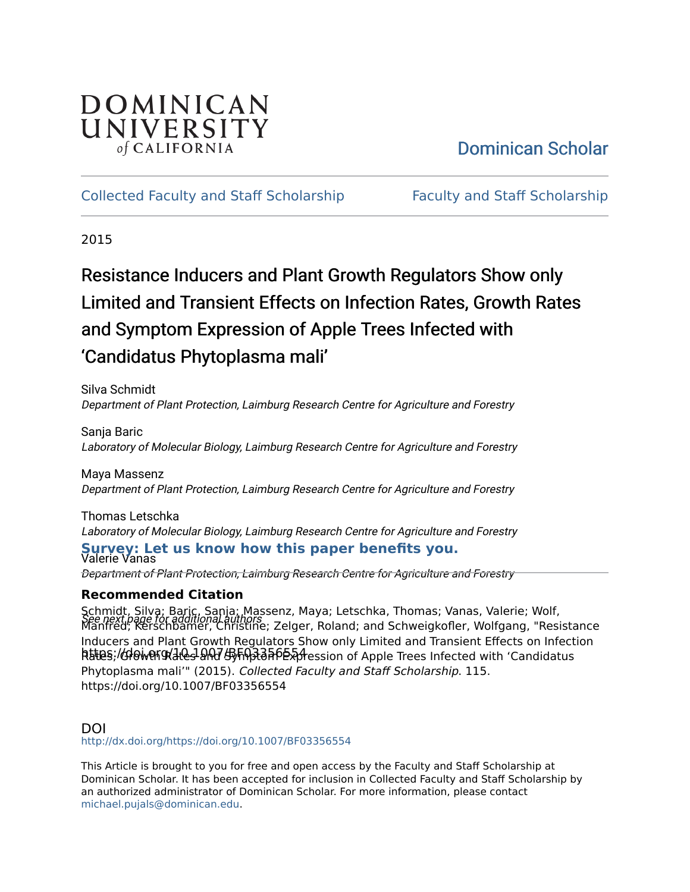DOMINICAN UNIVERSITY of CALIFORNIA

Dominican Scholar

Collected Faculty and Staff Scholarship

Faculty and Staff Scholarship

2015

# Resistance Inducers and Plant Growth Regulators Show only Limited and Transient Effects on Infection Rates, Growth Rates and Symptom Expression of Apple Trees Infected with 'Candidatus Phytoplasma mali'

Silva Schmidt
*Department of Plant Protection, Laimburg Research Centre for Agriculture and Forestry*

Sanja Baric
*Laboratory of Molecular Biology, Laimburg Research Centre for Agriculture and Forestry*

Maya Massenz
*Department of Plant Protection, Laimburg Research Centre for Agriculture and Forestry*

Thomas Letschka
*Laboratory of Molecular Biology, Laimburg Research Centre for Agriculture and Forestry*

Valerie Vanas
*Department of Plant Protection, Laimburg Research Centre for Agriculture and Forestry*

*See next page for additional authors*

**Survey: Let us know how this paper benefits you.**

## Recommended Citation

Schmidt, Silva; Baric, Sanja; Massenz, Maya; Letschka, Thomas; Vanas, Valerie; Wolf, Manfred; Kerschbamer, Christine; Zelger, Roland; and Schweigkofler, Wolfgang, "Resistance Inducers and Plant Growth Regulators Show only Limited and Transient Effects on Infection Rates, Growth Rates and Symptom Expression of Apple Trees Infected with 'Candidatus Phytoplasma mali'" (2015). *Collected Faculty and Staff Scholarship*. 115.
https://doi.org/10.1007/BF03356554

## DOI

http://dx.doi.org/https://doi.org/10.1007/BF03356554

This Article is brought to you for free and open access by the Faculty and Staff Scholarship at Dominican Scholar. It has been accepted for inclusion in Collected Faculty and Staff Scholarship by an authorized administrator of Dominican Scholar. For more information, please contact michael.pujals@dominican.edu.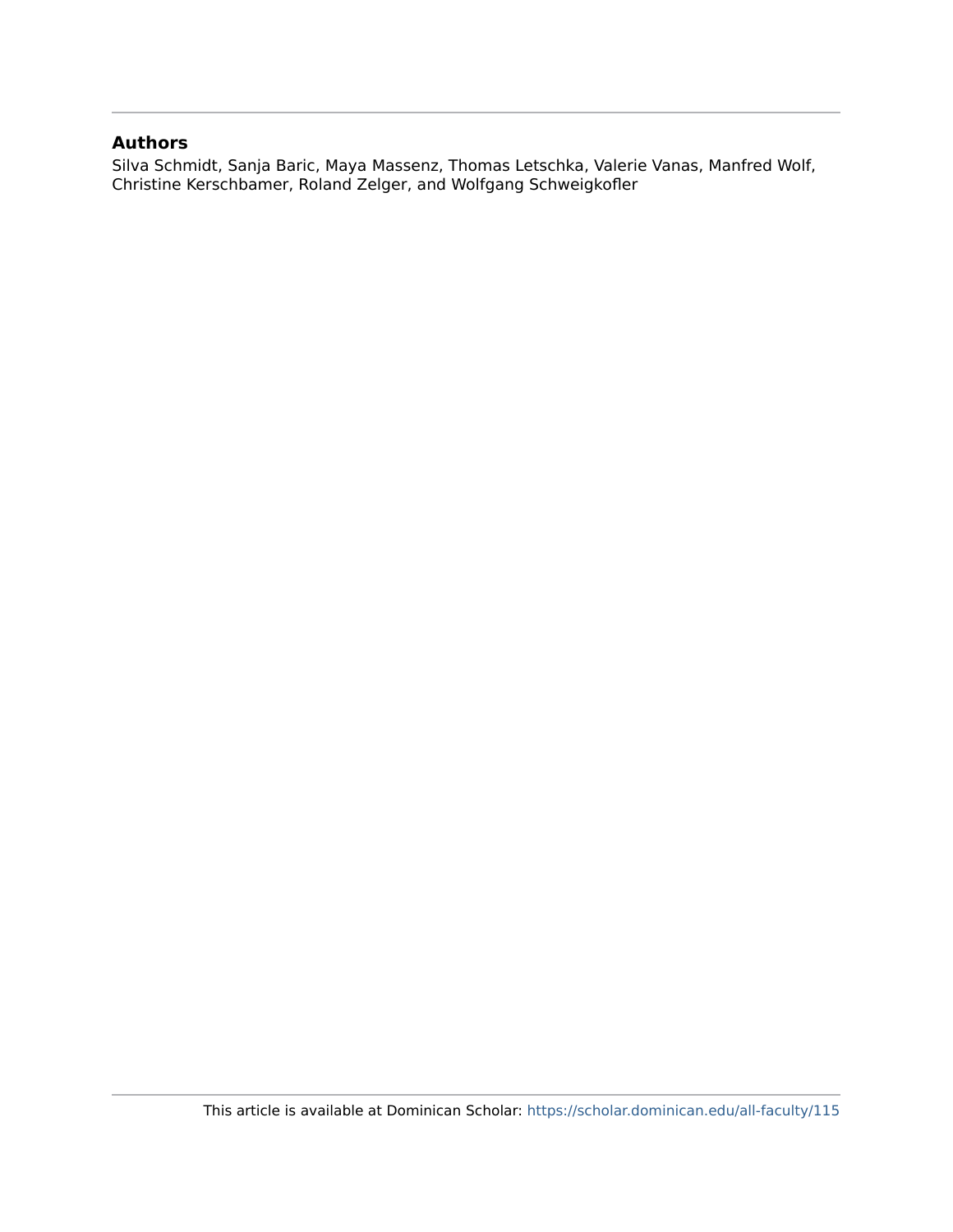## Authors

Silva Schmidt, Sanja Baric, Maya Massenz, Thomas Letschka, Valerie Vanas, Manfred Wolf, Christine Kerschbamer, Roland Zelger, and Wolfgang Schweigkofler

This article is available at Dominican Scholar: https://scholar.dominican.edu/all-faculty/115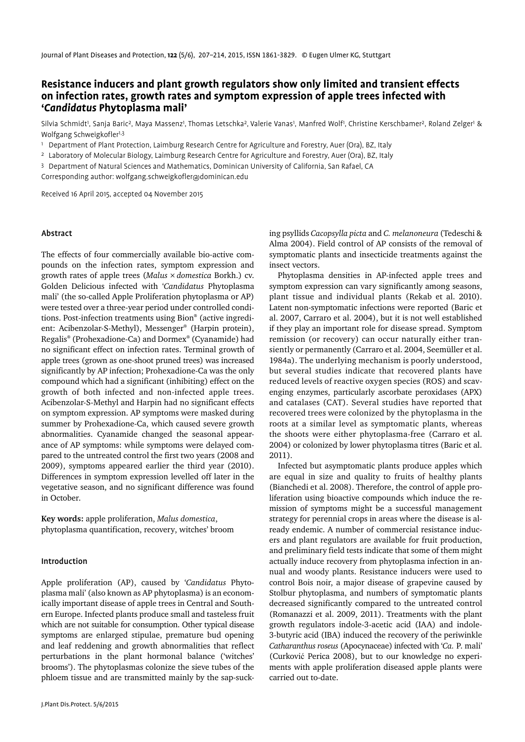# Resistance inducers and plant growth regulators show only limited and transient effects on infection rates, growth rates and symptom expression of apple trees infected with '*Candidatus* Phytoplasma mali'

Silvia Schmidt[1], Sanja Baric[2], Maya Massenz[1], Thomas Letschka[2], Valerie Vanas[1], Manfred Wolf[1], Christine Kerschbamer[2], Roland Zelger[1] & Wolfgang Schweigkofler[1,3]

[1] Department of Plant Protection, Laimburg Research Centre for Agriculture and Forestry, Auer (Ora), BZ, Italy

[2] Laboratory of Molecular Biology, Laimburg Research Centre for Agriculture and Forestry, Auer (Ora), BZ, Italy

[3] Department of Natural Sciences and Mathematics, Dominican University of California, San Rafael, CA

Corresponding author: wolfgang.schweigkofler@dominican.edu

Received 16 April 2015, accepted 04 November 2015

## Abstract

The effects of four commercially available bio-active compounds on the infection rates, symptom expression and growth rates of apple trees (*Malus × domestica* Borkh.) cv. Golden Delicious infected with '*Candidatus* Phytoplasma mali' (the so-called Apple Proliferation phytoplasma or AP) were tested over a three-year period under controlled conditions. Post-infection treatments using Bion® (active ingredient: Acibenzolar-S-Methyl), Messenger® (Harpin protein), Regalis® (Prohexadione-Ca) and Dormex® (Cyanamide) had no significant effect on infection rates. Terminal growth of apple trees (grown as one-shoot pruned trees) was increased significantly by AP infection; Prohexadione-Ca was the only compound which had a significant (inhibiting) effect on the growth of both infected and non-infected apple trees. Acibenzolar-S-Methyl and Harpin had no significant effects on symptom expression. AP symptoms were masked during summer by Prohexadione-Ca, which caused severe growth abnormalities. Cyanamide changed the seasonal appearance of AP symptoms: while symptoms were delayed compared to the untreated control the first two years (2008 and 2009), symptoms appeared earlier the third year (2010). Differences in symptom expression levelled off later in the vegetative season, and no significant difference was found in October.

**Key words:** apple proliferation, *Malus domestica*, phytoplasma quantification, recovery, witches' broom

## Introduction

Apple proliferation (AP), caused by '*Candidatus* Phytoplasma mali' (also known as AP phytoplasma) is an economically important disease of apple trees in Central and Southern Europe. Infected plants produce small and tasteless fruit which are not suitable for consumption. Other typical disease symptoms are enlarged stipulae, premature bud opening and leaf reddening and growth abnormalities that reflect perturbations in the plant hormonal balance ('witches' brooms'). The phytoplasmas colonize the sieve tubes of the phloem tissue and are transmitted mainly by the sap-sucking psyllids *Cacopsylla picta* and *C. melanoneura* (Tedeschi & Alma 2004). Field control of AP consists of the removal of symptomatic plants and insecticide treatments against the insect vectors.

Phytoplasma densities in AP-infected apple trees and symptom expression can vary significantly among seasons, plant tissue and individual plants (Rekab et al. 2010). Latent non-symptomatic infections were reported (Baric et al. 2007, Carraro et al. 2004), but it is not well established if they play an important role for disease spread. Symptom remission (or recovery) can occur naturally either transiently or permanently (Carraro et al. 2004, Seemüller et al. 1984a). The underlying mechanism is poorly understood, but several studies indicate that recovered plants have reduced levels of reactive oxygen species (ROS) and scavenging enzymes, particularly ascorbate peroxidases (APX) and catalases (CAT). Several studies have reported that recovered trees were colonized by the phytoplasma in the roots at a similar level as symptomatic plants, whereas the shoots were either phytoplasma-free (Carraro et al. 2004) or colonized by lower phytoplasma titres (Baric et al. 2011).

Infected but asymptomatic plants produce apples which are equal in size and quality to fruits of healthy plants (Bianchedi et al. 2008). Therefore, the control of apple proliferation using bioactive compounds which induce the remission of symptoms might be a successful management strategy for perennial crops in areas where the disease is already endemic. A number of commercial resistance inducers and plant regulators are available for fruit production, and preliminary field tests indicate that some of them might actually induce recovery from phytoplasma infection in annual and woody plants. Resistance inducers were used to control Bois noir, a major disease of grapevine caused by Stolbur phytoplasma, and numbers of symptomatic plants decreased significantly compared to the untreated control (Romanazzi et al. 2009, 2011). Treatments with the plant growth regulators indole-3-acetic acid (IAA) and indole-3-butyric acid (IBA) induced the recovery of the periwinkle *Catharanthus roseus* (Apocynaceae) infected with '*Ca.* P. mali' (Curković Perica 2008), but to our knowledge no experiments with apple proliferation diseased apple plants were carried out to-date.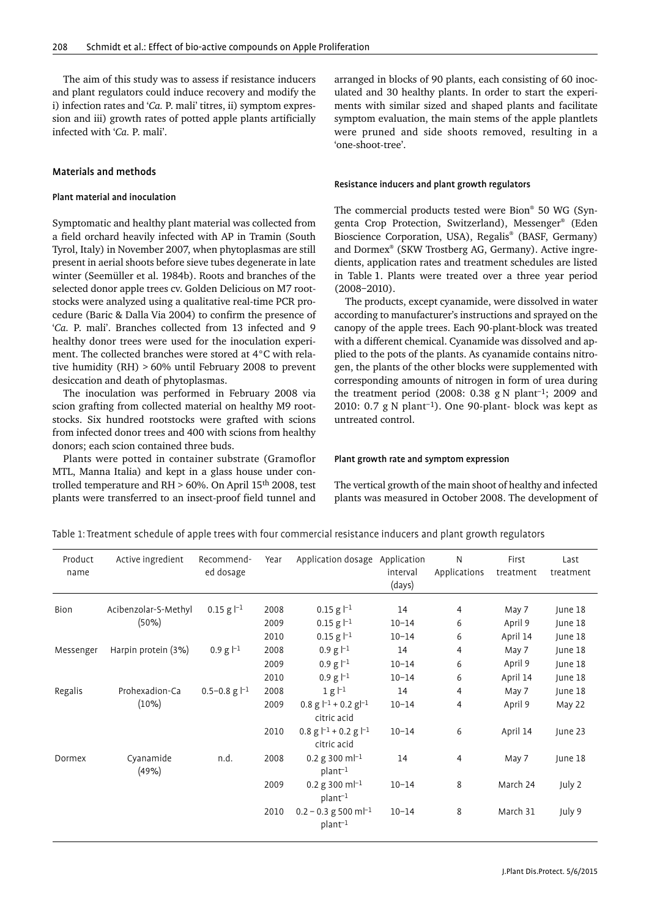The aim of this study was to assess if resistance inducers and plant regulators could induce recovery and modify the i) infection rates and '*Ca.* P. mali' titres, ii) symptom expression and iii) growth rates of potted apple plants artificially infected with '*Ca.* P. mali'.

## Materials and methods

### Plant material and inoculation

Symptomatic and healthy plant material was collected from a field orchard heavily infected with AP in Tramin (South Tyrol, Italy) in November 2007, when phytoplasmas are still present in aerial shoots before sieve tubes degenerate in late winter (Seemüller et al. 1984b). Roots and branches of the selected donor apple trees cv. Golden Delicious on M7 rootstocks were analyzed using a qualitative real-time PCR procedure (Baric & Dalla Via 2004) to confirm the presence of '*Ca.* P. mali'. Branches collected from 13 infected and 9 healthy donor trees were used for the inoculation experiment. The collected branches were stored at 4°C with relative humidity (RH) > 60% until February 2008 to prevent desiccation and death of phytoplasmas.

The inoculation was performed in February 2008 via scion grafting from collected material on healthy M9 rootstocks. Six hundred rootstocks were grafted with scions from infected donor trees and 400 with scions from healthy donors; each scion contained three buds.

Plants were potted in container substrate (Gramoflor MTL, Manna Italia) and kept in a glass house under controlled temperature and RH > 60%. On April 15th 2008, test plants were transferred to an insect-proof field tunnel and arranged in blocks of 90 plants, each consisting of 60 inoculated and 30 healthy plants. In order to start the experiments with similar sized and shaped plants and facilitate symptom evaluation, the main stems of the apple plantlets were pruned and side shoots removed, resulting in a 'one-shoot-tree'.

### Resistance inducers and plant growth regulators

The commercial products tested were Bion® 50 WG (Syngenta Crop Protection, Switzerland), Messenger® (Eden Bioscience Corporation, USA), Regalis® (BASF, Germany) and Dormex® (SKW Trostberg AG, Germany). Active ingredients, application rates and treatment schedules are listed in Table 1. Plants were treated over a three year period (2008–2010).

The products, except cyanamide, were dissolved in water according to manufacturer's instructions and sprayed on the canopy of the apple trees. Each 90-plant-block was treated with a different chemical. Cyanamide was dissolved and applied to the pots of the plants. As cyanamide contains nitrogen, the plants of the other blocks were supplemented with corresponding amounts of nitrogen in form of urea during the treatment period (2008: 0.38 g N plant$^{-1}$; 2009 and 2010: 0.7 g N plant$^{-1}$). One 90-plant- block was kept as untreated control.

### Plant growth rate and symptom expression

The vertical growth of the main shoot of healthy and infected plants was measured in October 2008. The development of

Table 1: Treatment schedule of apple trees with four commercial resistance inducers and plant growth regulators

| Product name | Active ingredient | Recommended dosage | Year | Application dosage | Application interval (days) | N Applications | First treatment | Last treatment |
|---|---|---|---|---|---|---|---|---|
| Bion | Acibenzolar-S-Methyl (50%) | 0.15 g l$^{-1}$ | 2008 | 0.15 g l$^{-1}$ | 14 | 4 | May 7 | June 18 |
| | | | 2009 | 0.15 g l$^{-1}$ | 10–14 | 6 | April 9 | June 18 |
| | | | 2010 | 0.15 g l$^{-1}$ | 10–14 | 6 | April 14 | June 18 |
| Messenger | Harpin protein (3%) | 0.9 g l$^{-1}$ | 2008 | 0.9 g l$^{-1}$ | 14 | 4 | May 7 | June 18 |
| | | | 2009 | 0.9 g l$^{-1}$ | 10–14 | 6 | April 9 | June 18 |
| | | | 2010 | 0.9 g l$^{-1}$ | 10–14 | 6 | April 14 | June 18 |
| Regalis | Prohexadion-Ca (10%) | 0.5–0.8 g l$^{-1}$ | 2008 | 1 g l$^{-1}$ | 14 | 4 | May 7 | June 18 |
| | | | 2009 | 0.8 g l$^{-1}$ + 0.2 gl$^{-1}$ citric acid | 10–14 | 4 | April 9 | May 22 |
| | | | 2010 | 0.8 g l$^{-1}$ + 0.2 g l$^{-1}$ citric acid | 10–14 | 6 | April 14 | June 23 |
| Dormex | Cyanamide (49%) | n.d. | 2008 | 0.2 g 300 ml$^{-1}$ plant$^{-1}$ | 14 | 4 | May 7 | June 18 |
| | | | 2009 | 0.2 g 300 ml$^{-1}$ plant$^{-1}$ | 10–14 | 8 | March 24 | July 2 |
| | | | 2010 | 0.2 – 0.3 g 500 ml$^{-1}$ plant$^{-1}$ | 10–14 | 8 | March 31 | July 9 |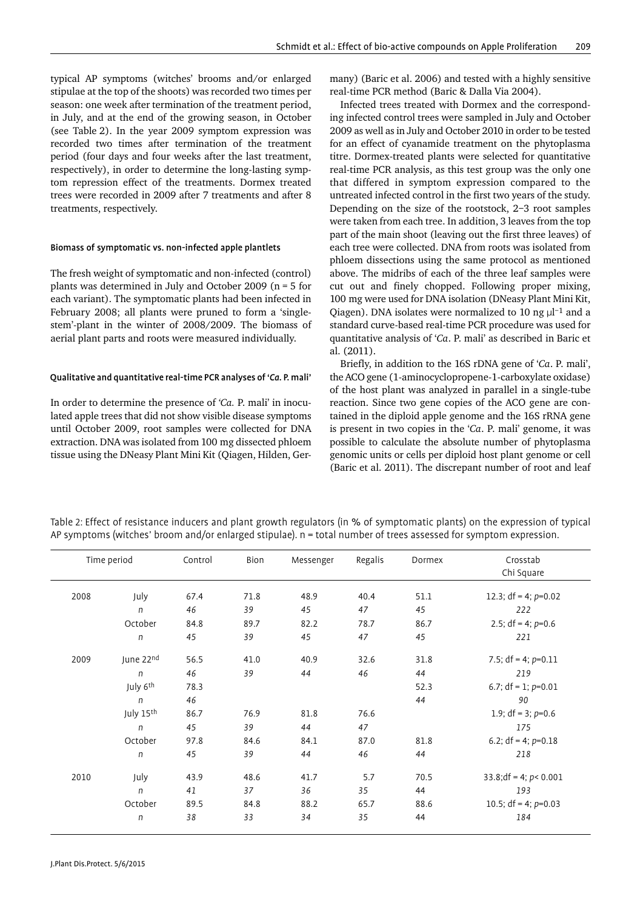typical AP symptoms (witches' brooms and/or enlarged stipulae at the top of the shoots) was recorded two times per season: one week after termination of the treatment period, in July, and at the end of the growing season, in October (see Table 2). In the year 2009 symptom expression was recorded two times after termination of the treatment period (four days and four weeks after the last treatment, respectively), in order to determine the long-lasting symptom repression effect of the treatments. Dormex treated trees were recorded in 2009 after 7 treatments and after 8 treatments, respectively.

#### Biomass of symptomatic vs. non-infected apple plantlets

The fresh weight of symptomatic and non-infected (control) plants was determined in July and October 2009 (n = 5 for each variant). The symptomatic plants had been infected in February 2008; all plants were pruned to form a 'single-stem'-plant in the winter of 2008/2009. The biomass of aerial plant parts and roots were measured individually.

#### Qualitative and quantitative real-time PCR analyses of '*Ca.* P. mali'

In order to determine the presence of '*Ca.* P. mali' in inoculated apple trees that did not show visible disease symptoms until October 2009, root samples were collected for DNA extraction. DNA was isolated from 100 mg dissected phloem tissue using the DNeasy Plant Mini Kit (Qiagen, Hilden, Germany) (Baric et al. 2006) and tested with a highly sensitive real-time PCR method (Baric & Dalla Via 2004).

Infected trees treated with Dormex and the corresponding infected control trees were sampled in July and October 2009 as well as in July and October 2010 in order to be tested for an effect of cyanamide treatment on the phytoplasma titre. Dormex-treated plants were selected for quantitative real-time PCR analysis, as this test group was the only one that differed in symptom expression compared to the untreated infected control in the first two years of the study. Depending on the size of the rootstock, 2–3 root samples were taken from each tree. In addition, 3 leaves from the top part of the main shoot (leaving out the first three leaves) of each tree were collected. DNA from roots was isolated from phloem dissections using the same protocol as mentioned above. The midribs of each of the three leaf samples were cut out and finely chopped. Following proper mixing, 100 mg were used for DNA isolation (DNeasy Plant Mini Kit, Qiagen). DNA isolates were normalized to 10 ng $\mu l^{-1}$ and a standard curve-based real-time PCR procedure was used for quantitative analysis of '*Ca*. P. mali' as described in Baric et al. (2011).

Briefly, in addition to the 16S rDNA gene of '*Ca*. P. mali', the ACO gene (1-aminocyclopropene-1-carboxylate oxidase) of the host plant was analyzed in parallel in a single-tube reaction. Since two gene copies of the ACO gene are contained in the diploid apple genome and the 16S rRNA gene is present in two copies in the '*Ca*. P. mali' genome, it was possible to calculate the absolute number of phytoplasma genomic units or cells per diploid host plant genome or cell (Baric et al. 2011). The discrepant number of root and leaf

Table 2: Effect of resistance inducers and plant growth regulators (in % of symptomatic plants) on the expression of typical AP symptoms (witches' broom and/or enlarged stipulae). n = total number of trees assessed for symptom expression.

| Time period | | Control | Bion | Messenger | Regalis | Dormex | Crosstab Chi Square |
|---|---|---|---|---|---|---|---|
| 2008 | July | 67.4 | 71.8 | 48.9 | 40.4 | 51.1 | 12.3; df = 4; $p$=0.02 |
| | *n* | *46* | *39* | *45* | *47* | *45* | *222* |
| | October | 84.8 | 89.7 | 82.2 | 78.7 | 86.7 | 2.5; df = 4; $p$=0.6 |
| | *n* | *45* | *39* | *45* | *47* | *45* | *221* |
| 2009 | June 22nd | 56.5 | 41.0 | 40.9 | 32.6 | 31.8 | 7.5; df = 4; $p$=0.11 |
| | *n* | *46* | *39* | *44* | *46* | *44* | *219* |
| | July 6th | 78.3 | | | | 52.3 | 6.7; df = 1; $p$=0.01 |
| | *n* | *46* | | | | *44* | *90* |
| | July 15th | 86.7 | 76.9 | 81.8 | 76.6 | | 1.9; df = 3; $p$=0.6 |
| | *n* | *45* | *39* | *44* | *47* | | *175* |
| | October | 97.8 | 84.6 | 84.1 | 87.0 | 81.8 | 6.2; df = 4; $p$=0.18 |
| | *n* | *45* | *39* | *44* | *46* | *44* | *218* |
| 2010 | July | 43.9 | 48.6 | 41.7 | 5.7 | 70.5 | 33.8;df = 4; $p$< 0.001 |
| | *n* | *41* | *37* | *36* | *35* | 44 | *193* |
| | October | 89.5 | 84.8 | 88.2 | 65.7 | 88.6 | 10.5; df = 4; $p$=0.03 |
| | *n* | *38* | *33* | *34* | *35* | 44 | *184* |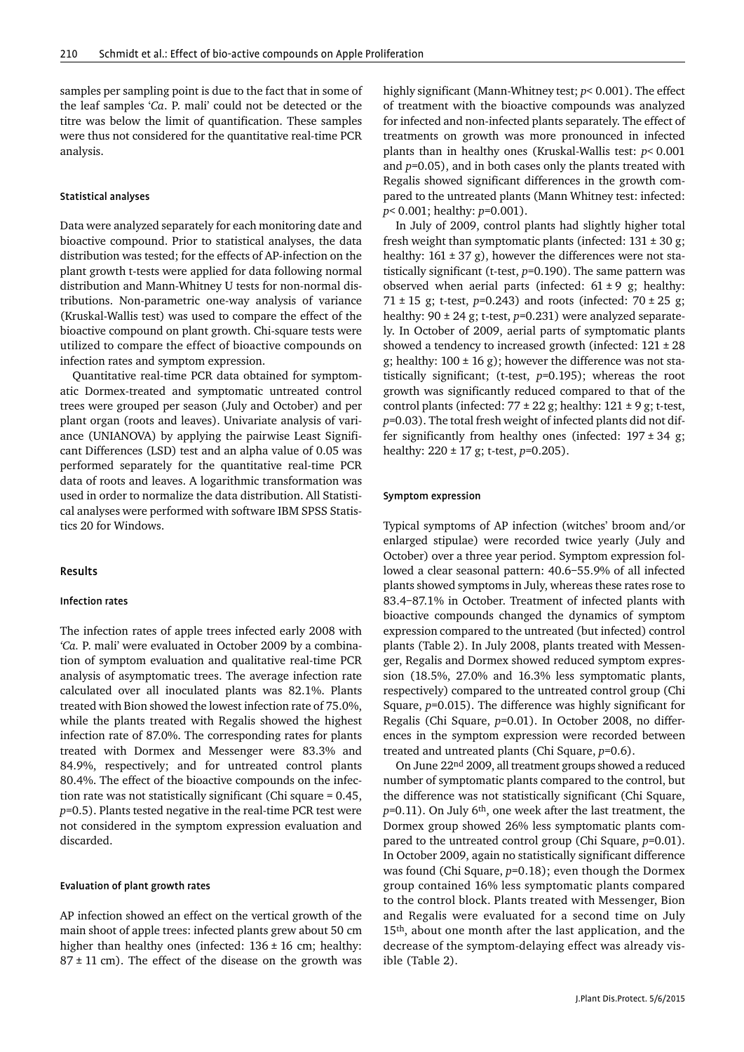samples per sampling point is due to the fact that in some of the leaf samples '*Ca*. P. mali' could not be detected or the titre was below the limit of quantification. These samples were thus not considered for the quantitative real-time PCR analysis.

### Statistical analyses

Data were analyzed separately for each monitoring date and bioactive compound. Prior to statistical analyses, the data distribution was tested; for the effects of AP-infection on the plant growth t-tests were applied for data following normal distribution and Mann-Whitney U tests for non-normal distributions. Non-parametric one-way analysis of variance (Kruskal-Wallis test) was used to compare the effect of the bioactive compound on plant growth. Chi-square tests were utilized to compare the effect of bioactive compounds on infection rates and symptom expression.

Quantitative real-time PCR data obtained for symptomatic Dormex-treated and symptomatic untreated control trees were grouped per season (July and October) and per plant organ (roots and leaves). Univariate analysis of variance (UNIANOVA) by applying the pairwise Least Significant Differences (LSD) test and an alpha value of 0.05 was performed separately for the quantitative real-time PCR data of roots and leaves. A logarithmic transformation was used in order to normalize the data distribution. All Statistical analyses were performed with software IBM SPSS Statistics 20 for Windows.

## Results

### Infection rates

The infection rates of apple trees infected early 2008 with '*Ca.* P. mali' were evaluated in October 2009 by a combination of symptom evaluation and qualitative real-time PCR analysis of asymptomatic trees. The average infection rate calculated over all inoculated plants was 82.1%. Plants treated with Bion showed the lowest infection rate of 75.0%, while the plants treated with Regalis showed the highest infection rate of 87.0%. The corresponding rates for plants treated with Dormex and Messenger were 83.3% and 84.9%, respectively; and for untreated control plants 80.4%. The effect of the bioactive compounds on the infection rate was not statistically significant (Chi square = 0.45, $p$=0.5). Plants tested negative in the real-time PCR test were not considered in the symptom expression evaluation and discarded.

### Evaluation of plant growth rates

AP infection showed an effect on the vertical growth of the main shoot of apple trees: infected plants grew about 50 cm higher than healthy ones (infected: 136 ± 16 cm; healthy: 87 ± 11 cm). The effect of the disease on the growth was highly significant (Mann-Whitney test; $p$< 0.001). The effect of treatment with the bioactive compounds was analyzed for infected and non-infected plants separately. The effect of treatments on growth was more pronounced in infected plants than in healthy ones (Kruskal-Wallis test: $p$< 0.001 and $p$=0.05), and in both cases only the plants treated with Regalis showed significant differences in the growth compared to the untreated plants (Mann Whitney test: infected: $p$< 0.001; healthy: $p$=0.001).

In July of 2009, control plants had slightly higher total fresh weight than symptomatic plants (infected: 131 ± 30 g; healthy: 161 ± 37 g), however the differences were not statistically significant (t-test, $p$=0.190). The same pattern was observed when aerial parts (infected: 61 ± 9 g; healthy: 71 ± 15 g; t-test, $p$=0.243) and roots (infected: 70 ± 25 g; healthy: 90 ± 24 g; t-test, $p$=0.231) were analyzed separately. In October of 2009, aerial parts of symptomatic plants showed a tendency to increased growth (infected: 121 ± 28 g; healthy: 100 ± 16 g); however the difference was not statistically significant; (t-test, $p$=0.195); whereas the root growth was significantly reduced compared to that of the control plants (infected: 77 ± 22 g; healthy: 121 ± 9 g; t-test, $p$=0.03). The total fresh weight of infected plants did not differ significantly from healthy ones (infected: 197 ± 34 g; healthy: 220 ± 17 g; t-test, $p$=0.205).

### Symptom expression

Typical symptoms of AP infection (witches' broom and/or enlarged stipulae) were recorded twice yearly (July and October) over a three year period. Symptom expression followed a clear seasonal pattern: 40.6–55.9% of all infected plants showed symptoms in July, whereas these rates rose to 83.4–87.1% in October. Treatment of infected plants with bioactive compounds changed the dynamics of symptom expression compared to the untreated (but infected) control plants (Table 2). In July 2008, plants treated with Messenger, Regalis and Dormex showed reduced symptom expression (18.5%, 27.0% and 16.3% less symptomatic plants, respectively) compared to the untreated control group (Chi Square, $p$=0.015). The difference was highly significant for Regalis (Chi Square, $p$=0.01). In October 2008, no differences in the symptom expression were recorded between treated and untreated plants (Chi Square, $p$=0.6).

On June 22nd 2009, all treatment groups showed a reduced number of symptomatic plants compared to the control, but the difference was not statistically significant (Chi Square, $p$=0.11). On July 6th, one week after the last treatment, the Dormex group showed 26% less symptomatic plants compared to the untreated control group (Chi Square, $p$=0.01). In October 2009, again no statistically significant difference was found (Chi Square, $p$=0.18); even though the Dormex group contained 16% less symptomatic plants compared to the control block. Plants treated with Messenger, Bion and Regalis were evaluated for a second time on July 15th, about one month after the last application, and the decrease of the symptom-delaying effect was already visible (Table 2).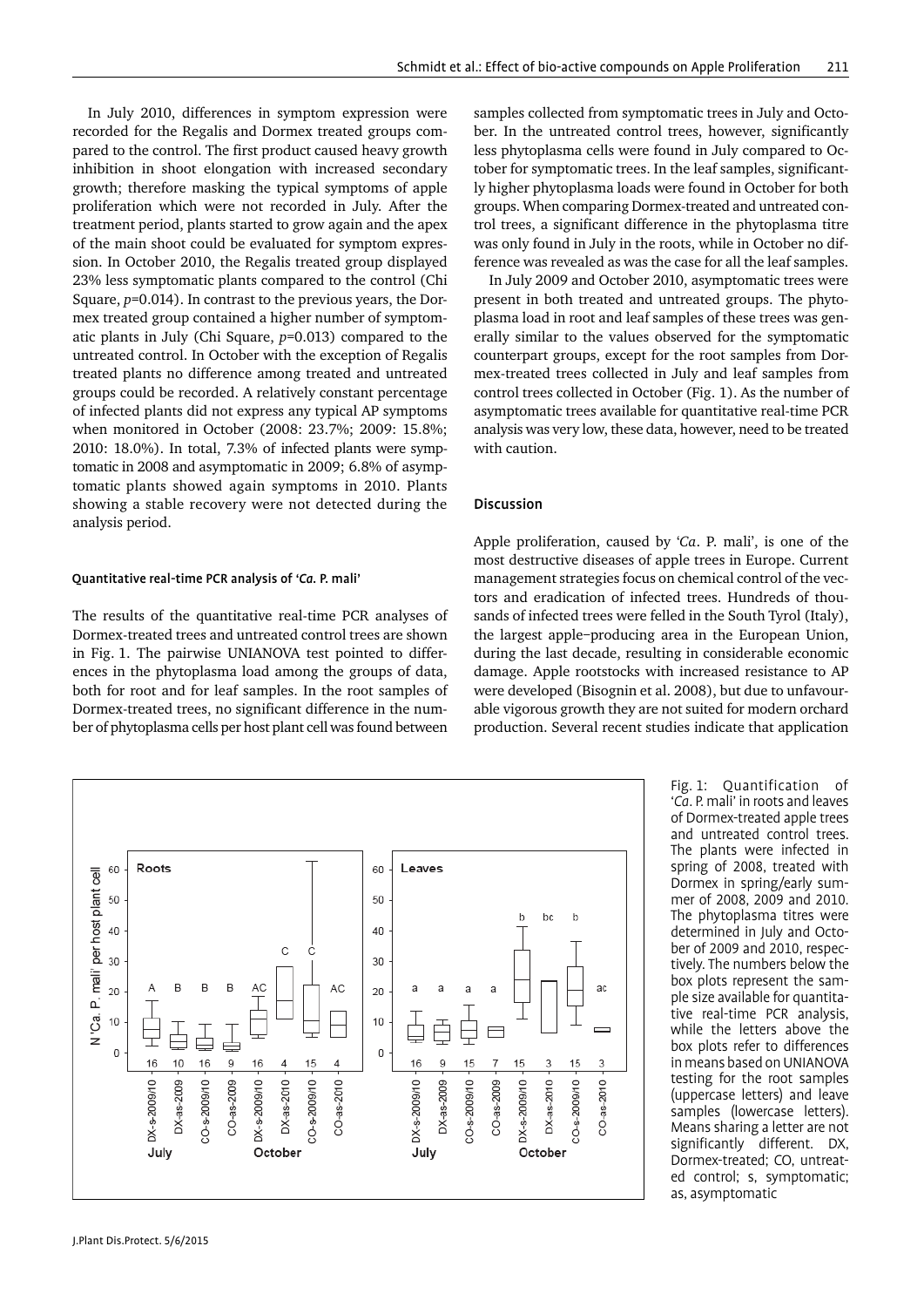In July 2010, differences in symptom expression were recorded for the Regalis and Dormex treated groups compared to the control. The first product caused heavy growth inhibition in shoot elongation with increased secondary growth; therefore masking the typical symptoms of apple proliferation which were not recorded in July. After the treatment period, plants started to grow again and the apex of the main shoot could be evaluated for symptom expression. In October 2010, the Regalis treated group displayed 23% less symptomatic plants compared to the control (Chi Square, $p$=0.014). In contrast to the previous years, the Dormex treated group contained a higher number of symptomatic plants in July (Chi Square, $p$=0.013) compared to the untreated control. In October with the exception of Regalis treated plants no difference among treated and untreated groups could be recorded. A relatively constant percentage of infected plants did not express any typical AP symptoms when monitored in October (2008: 23.7%; 2009: 15.8%; 2010: 18.0%). In total, 7.3% of infected plants were symptomatic in 2008 and asymptomatic in 2009; 6.8% of asymptomatic plants showed again symptoms in 2010. Plants showing a stable recovery were not detected during the analysis period.

#### Quantitative real-time PCR analysis of '*Ca.* P. mali'

The results of the quantitative real-time PCR analyses of Dormex-treated trees and untreated control trees are shown in Fig. 1. The pairwise UNIANOVA test pointed to differences in the phytoplasma load among the groups of data, both for root and for leaf samples. In the root samples of Dormex-treated trees, no significant difference in the number of phytoplasma cells per host plant cell was found between samples collected from symptomatic trees in July and October. In the untreated control trees, however, significantly less phytoplasma cells were found in July compared to October for symptomatic trees. In the leaf samples, significantly higher phytoplasma loads were found in October for both groups. When comparing Dormex-treated and untreated control trees, a significant difference in the phytoplasma titre was only found in July in the roots, while in October no difference was revealed as was the case for all the leaf samples.

In July 2009 and October 2010, asymptomatic trees were present in both treated and untreated groups. The phytoplasma load in root and leaf samples of these trees was generally similar to the values observed for the symptomatic counterpart groups, except for the root samples from Dormex-treated trees collected in July and leaf samples from control trees collected in October (Fig. 1). As the number of asymptomatic trees available for quantitative real-time PCR analysis was very low, these data, however, need to be treated with caution.

### Discussion

Apple proliferation, caused by '*Ca*. P. mali', is one of the most destructive diseases of apple trees in Europe. Current management strategies focus on chemical control of the vectors and eradication of infected trees. Hundreds of thousands of infected trees were felled in the South Tyrol (Italy), the largest apple–producing area in the European Union, during the last decade, resulting in considerable economic damage. Apple rootstocks with increased resistance to AP were developed (Bisognin et al. 2008), but due to unfavourable vigorous growth they are not suited for modern orchard production. Several recent studies indicate that application

Roots
Leaves
N 'Ca. P. mali' per host plant cell
0 10 20 30 40 50 60
A B B B AC C C AC
a a a a b bc b ac
16 10 16 9 16 4 15 4
16 9 15 7 15 3 15 3
DX-s-2009/10 DX-as-2009 CO-s-2009/10 CO-as-2009 DX-s-2009/10 DX-as-2010 CO-s-2009/10 CO-as-2010
July October

Fig. 1: Quantification of '*Ca*. P. mali' in roots and leaves of Dormex-treated apple trees and untreated control trees. The plants were infected in spring of 2008, treated with Dormex in spring/early summer of 2008, 2009 and 2010. The phytoplasma titres were determined in July and October of 2009 and 2010, respectively. The numbers below the box plots represent the sample size available for quantitative real-time PCR analysis, while the letters above the box plots refer to differences in means based on UNIANOVA testing for the root samples (uppercase letters) and leave samples (lowercase letters). Means sharing a letter are not significantly different. DX, Dormex-treated; CO, untreated control; s, symptomatic; as, asymptomatic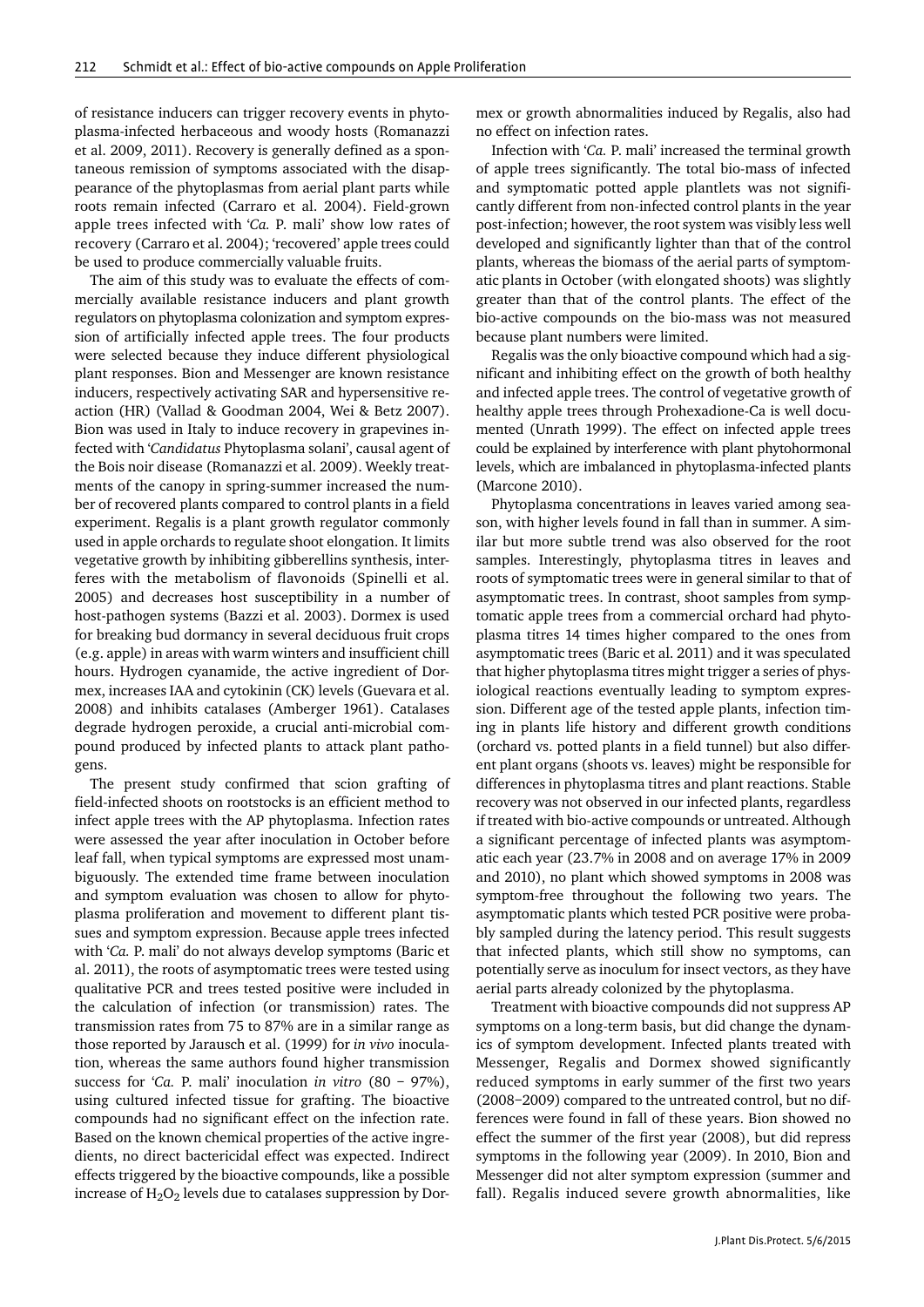of resistance inducers can trigger recovery events in phytoplasma-infected herbaceous and woody hosts (Romanazzi et al. 2009, 2011). Recovery is generally defined as a spontaneous remission of symptoms associated with the disappearance of the phytoplasmas from aerial plant parts while roots remain infected (Carraro et al. 2004). Field-grown apple trees infected with '*Ca.* P. mali' show low rates of recovery (Carraro et al. 2004); 'recovered' apple trees could be used to produce commercially valuable fruits.

The aim of this study was to evaluate the effects of commercially available resistance inducers and plant growth regulators on phytoplasma colonization and symptom expression of artificially infected apple trees. The four products were selected because they induce different physiological plant responses. Bion and Messenger are known resistance inducers, respectively activating SAR and hypersensitive reaction (HR) (Vallad & Goodman 2004, Wei & Betz 2007). Bion was used in Italy to induce recovery in grapevines infected with '*Candidatus* Phytoplasma solani', causal agent of the Bois noir disease (Romanazzi et al. 2009). Weekly treatments of the canopy in spring-summer increased the number of recovered plants compared to control plants in a field experiment. Regalis is a plant growth regulator commonly used in apple orchards to regulate shoot elongation. It limits vegetative growth by inhibiting gibberellins synthesis, interferes with the metabolism of flavonoids (Spinelli et al. 2005) and decreases host susceptibility in a number of host-pathogen systems (Bazzi et al. 2003). Dormex is used for breaking bud dormancy in several deciduous fruit crops (e.g. apple) in areas with warm winters and insufficient chill hours. Hydrogen cyanamide, the active ingredient of Dormex, increases IAA and cytokinin (CK) levels (Guevara et al. 2008) and inhibits catalases (Amberger 1961). Catalases degrade hydrogen peroxide, a crucial anti-microbial compound produced by infected plants to attack plant pathogens.

The present study confirmed that scion grafting of field-infected shoots on rootstocks is an efficient method to infect apple trees with the AP phytoplasma. Infection rates were assessed the year after inoculation in October before leaf fall, when typical symptoms are expressed most unambiguously. The extended time frame between inoculation and symptom evaluation was chosen to allow for phytoplasma proliferation and movement to different plant tissues and symptom expression. Because apple trees infected with '*Ca.* P. mali' do not always develop symptoms (Baric et al. 2011), the roots of asymptomatic trees were tested using qualitative PCR and trees tested positive were included in the calculation of infection (or transmission) rates. The transmission rates from 75 to 87% are in a similar range as those reported by Jarausch et al. (1999) for *in vivo* inoculation, whereas the same authors found higher transmission success for '*Ca.* P. mali' inoculation *in vitro* (80 – 97%), using cultured infected tissue for grafting. The bioactive compounds had no significant effect on the infection rate. Based on the known chemical properties of the active ingredients, no direct bactericidal effect was expected. Indirect effects triggered by the bioactive compounds, like a possible increase of $H_2O_2$ levels due to catalases suppression by Dormex or growth abnormalities induced by Regalis, also had no effect on infection rates.

Infection with '*Ca.* P. mali' increased the terminal growth of apple trees significantly. The total bio-mass of infected and symptomatic potted apple plantlets was not significantly different from non-infected control plants in the year post-infection; however, the root system was visibly less well developed and significantly lighter than that of the control plants, whereas the biomass of the aerial parts of symptomatic plants in October (with elongated shoots) was slightly greater than that of the control plants. The effect of the bio-active compounds on the bio-mass was not measured because plant numbers were limited.

Regalis was the only bioactive compound which had a significant and inhibiting effect on the growth of both healthy and infected apple trees. The control of vegetative growth of healthy apple trees through Prohexadione-Ca is well documented (Unrath 1999). The effect on infected apple trees could be explained by interference with plant phytohormonal levels, which are imbalanced in phytoplasma-infected plants (Marcone 2010).

Phytoplasma concentrations in leaves varied among season, with higher levels found in fall than in summer. A similar but more subtle trend was also observed for the root samples. Interestingly, phytoplasma titres in leaves and roots of symptomatic trees were in general similar to that of asymptomatic trees. In contrast, shoot samples from symptomatic apple trees from a commercial orchard had phytoplasma titres 14 times higher compared to the ones from asymptomatic trees (Baric et al. 2011) and it was speculated that higher phytoplasma titres might trigger a series of physiological reactions eventually leading to symptom expression. Different age of the tested apple plants, infection timing in plants life history and different growth conditions (orchard vs. potted plants in a field tunnel) but also different plant organs (shoots vs. leaves) might be responsible for differences in phytoplasma titres and plant reactions. Stable recovery was not observed in our infected plants, regardless if treated with bio-active compounds or untreated. Although a significant percentage of infected plants was asymptomatic each year (23.7% in 2008 and on average 17% in 2009 and 2010), no plant which showed symptoms in 2008 was symptom-free throughout the following two years. The asymptomatic plants which tested PCR positive were probably sampled during the latency period. This result suggests that infected plants, which still show no symptoms, can potentially serve as inoculum for insect vectors, as they have aerial parts already colonized by the phytoplasma.

Treatment with bioactive compounds did not suppress AP symptoms on a long-term basis, but did change the dynamics of symptom development. Infected plants treated with Messenger, Regalis and Dormex showed significantly reduced symptoms in early summer of the first two years (2008–2009) compared to the untreated control, but no differences were found in fall of these years. Bion showed no effect the summer of the first year (2008), but did repress symptoms in the following year (2009). In 2010, Bion and Messenger did not alter symptom expression (summer and fall). Regalis induced severe growth abnormalities, like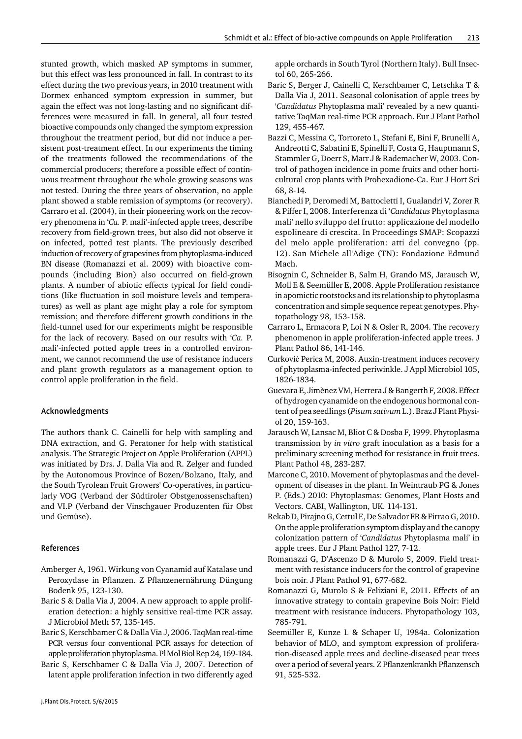stunted growth, which masked AP symptoms in summer, but this effect was less pronounced in fall. In contrast to its effect during the two previous years, in 2010 treatment with Dormex enhanced symptom expression in summer, but again the effect was not long-lasting and no significant differences were measured in fall. In general, all four tested bioactive compounds only changed the symptom expression throughout the treatment period, but did not induce a persistent post-treatment effect. In our experiments the timing of the treatments followed the recommendations of the commercial producers; therefore a possible effect of continuous treatment throughout the whole growing seasons was not tested. During the three years of observation, no apple plant showed a stable remission of symptoms (or recovery). Carraro et al. (2004), in their pioneering work on the recovery phenomena in '*Ca.* P. mali'-infected apple trees, describe recovery from field-grown trees, but also did not observe it on infected, potted test plants. The previously described induction of recovery of grapevines from phytoplasma-induced BN disease (Romanazzi et al. 2009) with bioactive compounds (including Bion) also occurred on field-grown plants. A number of abiotic effects typical for field conditions (like fluctuation in soil moisture levels and temperatures) as well as plant age might play a role for symptom remission; and therefore different growth conditions in the field-tunnel used for our experiments might be responsible for the lack of recovery. Based on our results with '*Ca.* P. mali'-infected potted apple trees in a controlled environment, we cannot recommend the use of resistance inducers and plant growth regulators as a management option to control apple proliferation in the field.

## Acknowledgments

The authors thank C. Cainelli for help with sampling and DNA extraction, and G. Peratoner for help with statistical analysis. The Strategic Project on Apple Proliferation (APPL) was initiated by Drs. J. Dalla Via and R. Zelger and funded by the Autonomous Province of Bozen/Bolzano, Italy, and the South Tyrolean Fruit Growers' Co-operatives, in particularly VOG (Verband der Südtiroler Obstgenossenschaften) and VI.P (Verband der Vinschgauer Produzenten für Obst und Gemüse).

## References

Amberger A, 1961. Wirkung von Cyanamid auf Katalase und Peroxydase in Pflanzen. Z Pflanzenernährung Düngung Bodenk 95, 123-130.

Baric S & Dalla Via J, 2004. A new approach to apple proliferation detection: a highly sensitive real-time PCR assay. J Microbiol Meth 57, 135-145.

Baric S, Kerschbamer C & Dalla Via J, 2006. TaqMan real-time PCR versus four conventional PCR assays for detection of apple proliferation phytoplasma. Pl Mol Biol Rep 24, 169-184.

Baric S, Kerschbamer C & Dalla Via J, 2007. Detection of latent apple proliferation infection in two differently aged apple orchards in South Tyrol (Northern Italy). Bull Insectol 60, 265-266.

Baric S, Berger J, Cainelli C, Kerschbamer C, Letschka T & Dalla Via J, 2011. Seasonal colonisation of apple trees by '*Candidatus* Phytoplasma mali' revealed by a new quantitative TaqMan real-time PCR approach. Eur J Plant Pathol 129, 455-467.

Bazzi C, Messina C, Tortoreto L, Stefani E, Bini F, Brunelli A, Andreotti C, Sabatini E, Spinelli F, Costa G, Hauptmann S, Stammler G, Doerr S, Marr J & Rademacher W, 2003. Control of pathogen incidence in pome fruits and other horticultural crop plants with Prohexadione-Ca. Eur J Hort Sci 68, 8-14.

Bianchedi P, Deromedi M, Battocletti I, Gualandri V, Zorer R & Piffer I, 2008. Interferenza di '*Candidatus* Phytoplasma mali' nello sviluppo del frutto: applicazione del modello espolineare di crescita. In Proceedings SMAP: Scopazzi del melo apple proliferation: atti del convegno (pp. 12). San Michele all'Adige (TN): Fondazione Edmund Mach.

Bisognin C, Schneider B, Salm H, Grando MS, Jarausch W, Moll E & Seemüller E, 2008. Apple Proliferation resistance in apomictic rootstocks and its relationship to phytoplasma concentration and simple sequence repeat genotypes. Phytopathology 98, 153-158.

Carraro L, Ermacora P, Loi N & Osler R, 2004. The recovery phenomenon in apple proliferation-infected apple trees. J Plant Pathol 86, 141-146.

Curković Perica M, 2008. Auxin-treatment induces recovery of phytoplasma-infected periwinkle. J Appl Microbiol 105, 1826-1834.

Guevara E, Jimènez VM, Herrera J & Bangerth F, 2008. Effect of hydrogen cyanamide on the endogenous hormonal content of pea seedlings (*Pisum sativum* L.). Braz J Plant Physiol 20, 159-163.

Jarausch W, Lansac M, Bliot C & Dosba F, 1999. Phytoplasma transmission by *in vitro* graft inoculation as a basis for a preliminary screening method for resistance in fruit trees. Plant Pathol 48, 283-287.

Marcone C, 2010. Movement of phytoplasmas and the development of diseases in the plant. In Weintraub PG & Jones P. (Eds.) 2010: Phytoplasmas: Genomes, Plant Hosts and Vectors. CABI, Wallington, UK. 114-131.

Rekab D, Pirajno G, Cettul E, De Salvador FR & Firrao G, 2010. On the apple proliferation symptom display and the canopy colonization pattern of '*Candidatus* Phytoplasma mali' in apple trees. Eur J Plant Pathol 127, 7-12.

Romanazzi G, D'Ascenzo D & Murolo S, 2009. Field treatment with resistance inducers for the control of grapevine bois noir. J Plant Pathol 91, 677-682.

Romanazzi G, Murolo S & Feliziani E, 2011. Effects of an innovative strategy to contain grapevine Bois Noir: Field treatment with resistance inducers. Phytopathology 103, 785-791.

Seemüller E, Kunze L & Schaper U, 1984a. Colonization behavior of MLO, and symptom expression of proliferation-diseased apple trees and decline-diseased pear trees over a period of several years. Z Pflanzenkrankh Pflanzensch 91, 525-532.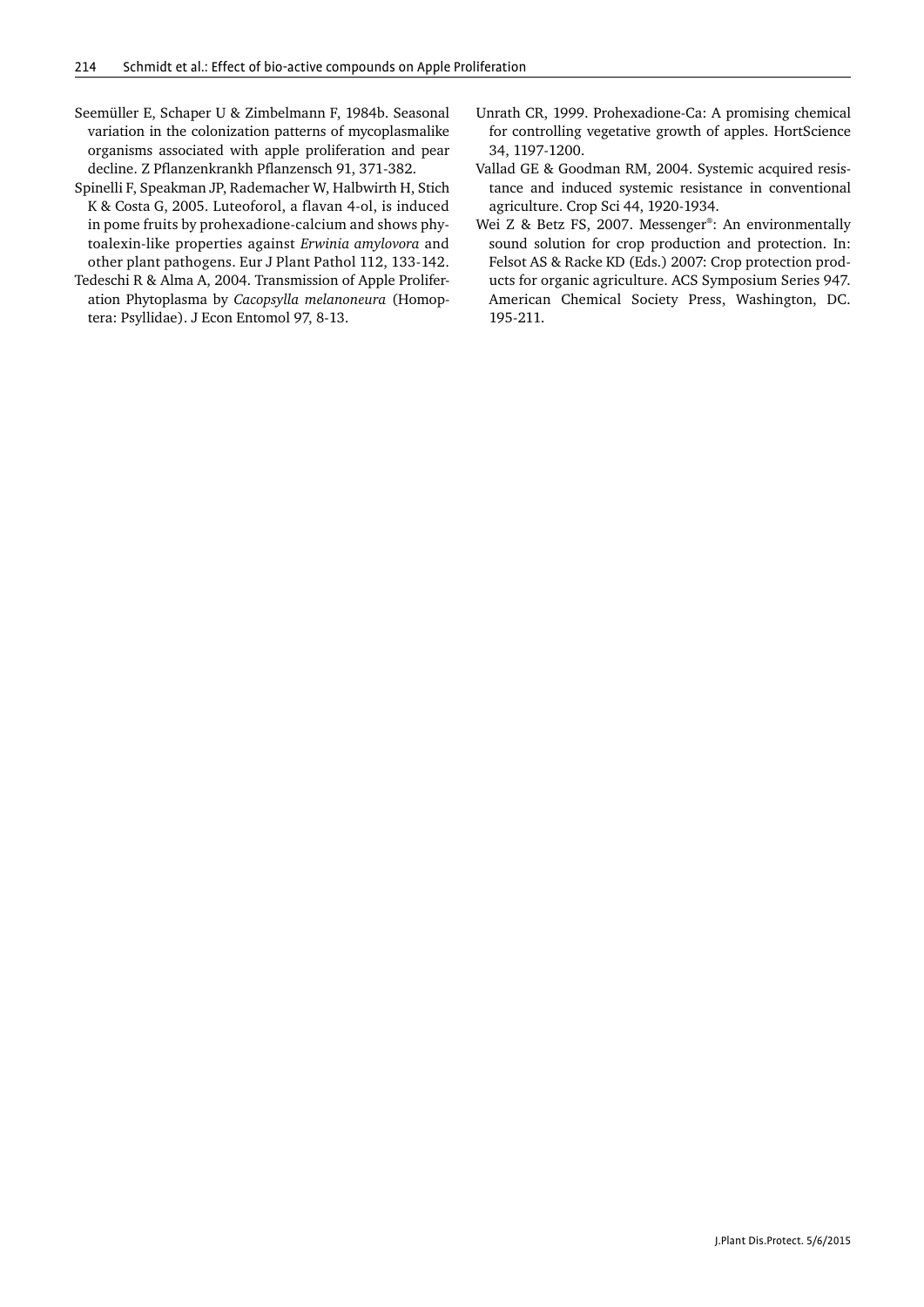Seemüller E, Schaper U & Zimbelmann F, 1984b. Seasonal variation in the colonization patterns of mycoplasmalike organisms associated with apple proliferation and pear decline. Z Pflanzenkrankh Pflanzensch 91, 371-382.

Spinelli F, Speakman JP, Rademacher W, Halbwirth H, Stich K & Costa G, 2005. Luteoforol, a flavan 4-ol, is induced in pome fruits by prohexadione-calcium and shows phytoalexin-like properties against *Erwinia amylovora* and other plant pathogens. Eur J Plant Pathol 112, 133-142.

Tedeschi R & Alma A, 2004. Transmission of Apple Proliferation Phytoplasma by *Cacopsylla melanoneura* (Homoptera: Psyllidae). J Econ Entomol 97, 8-13.

Unrath CR, 1999. Prohexadione-Ca: A promising chemical for controlling vegetative growth of apples. HortScience 34, 1197-1200.

Vallad GE & Goodman RM, 2004. Systemic acquired resistance and induced systemic resistance in conventional agriculture. Crop Sci 44, 1920-1934.

Wei Z & Betz FS, 2007. Messenger®: An environmentally sound solution for crop production and protection. In: Felsot AS & Racke KD (Eds.) 2007: Crop protection products for organic agriculture. ACS Symposium Series 947. American Chemical Society Press, Washington, DC. 195-211.